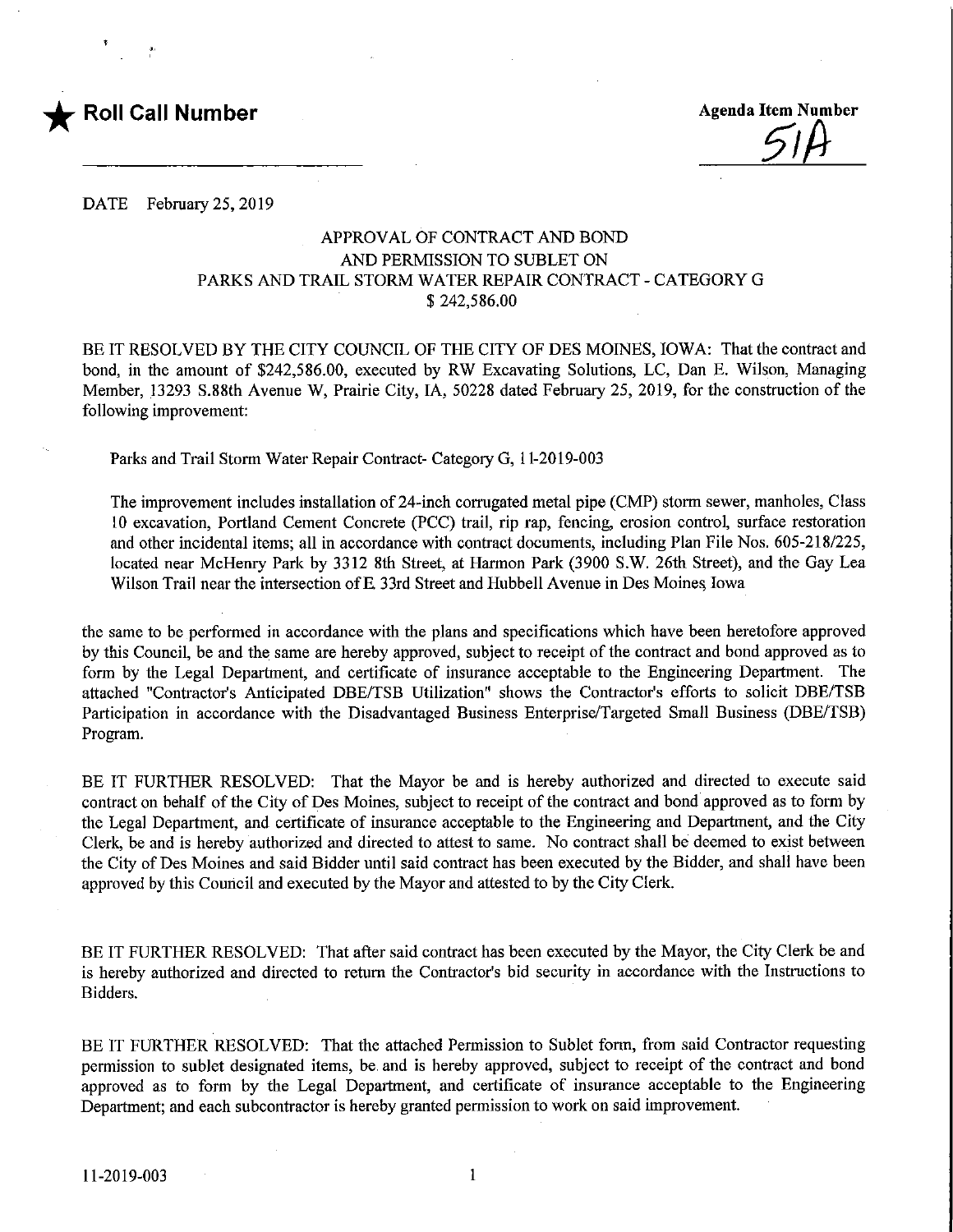★ **Roll Call Number**

**Agenda Item Number**

51A

DATE February 25, 2019

APPROVAL OF CONTRACT AND BOND
AND PERMISSION TO SUBLET ON
PARKS AND TRAIL STORM WATER REPAIR CONTRACT - CATEGORY G
$ 242,586.00

BE IT RESOLVED BY THE CITY COUNCIL OF THE CITY OF DES MOINES, IOWA: That the contract and bond, in the amount of $242,586.00, executed by RW Excavating Solutions, LC, Dan E. Wilson, Managing Member, 13293 S.88th Avenue W, Prairie City, IA, 50228 dated February 25, 2019, for the construction of the following improvement:

Parks and Trail Storm Water Repair Contract- Category G, 11-2019-003

The improvement includes installation of 24-inch corrugated metal pipe (CMP) storm sewer, manholes, Class 10 excavation, Portland Cement Concrete (PCC) trail, rip rap, fencing, erosion control, surface restoration and other incidental items; all in accordance with contract documents, including Plan File Nos. 605-218/225, located near McHenry Park by 3312 8th Street, at Harmon Park (3900 S.W. 26th Street), and the Gay Lea Wilson Trail near the intersection of E 33rd Street and Hubbell Avenue in Des Moines, Iowa

the same to be performed in accordance with the plans and specifications which have been heretofore approved by this Council, be and the same are hereby approved, subject to receipt of the contract and bond approved as to form by the Legal Department, and certificate of insurance acceptable to the Engineering Department. The attached "Contractor's Anticipated DBE/TSB Utilization" shows the Contractor's efforts to solicit DBE/TSB Participation in accordance with the Disadvantaged Business Enterprise/Targeted Small Business (DBE/TSB) Program.

BE IT FURTHER RESOLVED: That the Mayor be and is hereby authorized and directed to execute said contract on behalf of the City of Des Moines, subject to receipt of the contract and bond approved as to form by the Legal Department, and certificate of insurance acceptable to the Engineering and Department, and the City Clerk, be and is hereby authorized and directed to attest to same. No contract shall be deemed to exist between the City of Des Moines and said Bidder until said contract has been executed by the Bidder, and shall have been approved by this Council and executed by the Mayor and attested to by the City Clerk.

BE IT FURTHER RESOLVED: That after said contract has been executed by the Mayor, the City Clerk be and is hereby authorized and directed to return the Contractor's bid security in accordance with the Instructions to Bidders.

BE IT FURTHER RESOLVED: That the attached Permission to Sublet form, from said Contractor requesting permission to sublet designated items, be and is hereby approved, subject to receipt of the contract and bond approved as to form by the Legal Department, and certificate of insurance acceptable to the Engineering Department; and each subcontractor is hereby granted permission to work on said improvement.

11-2019-003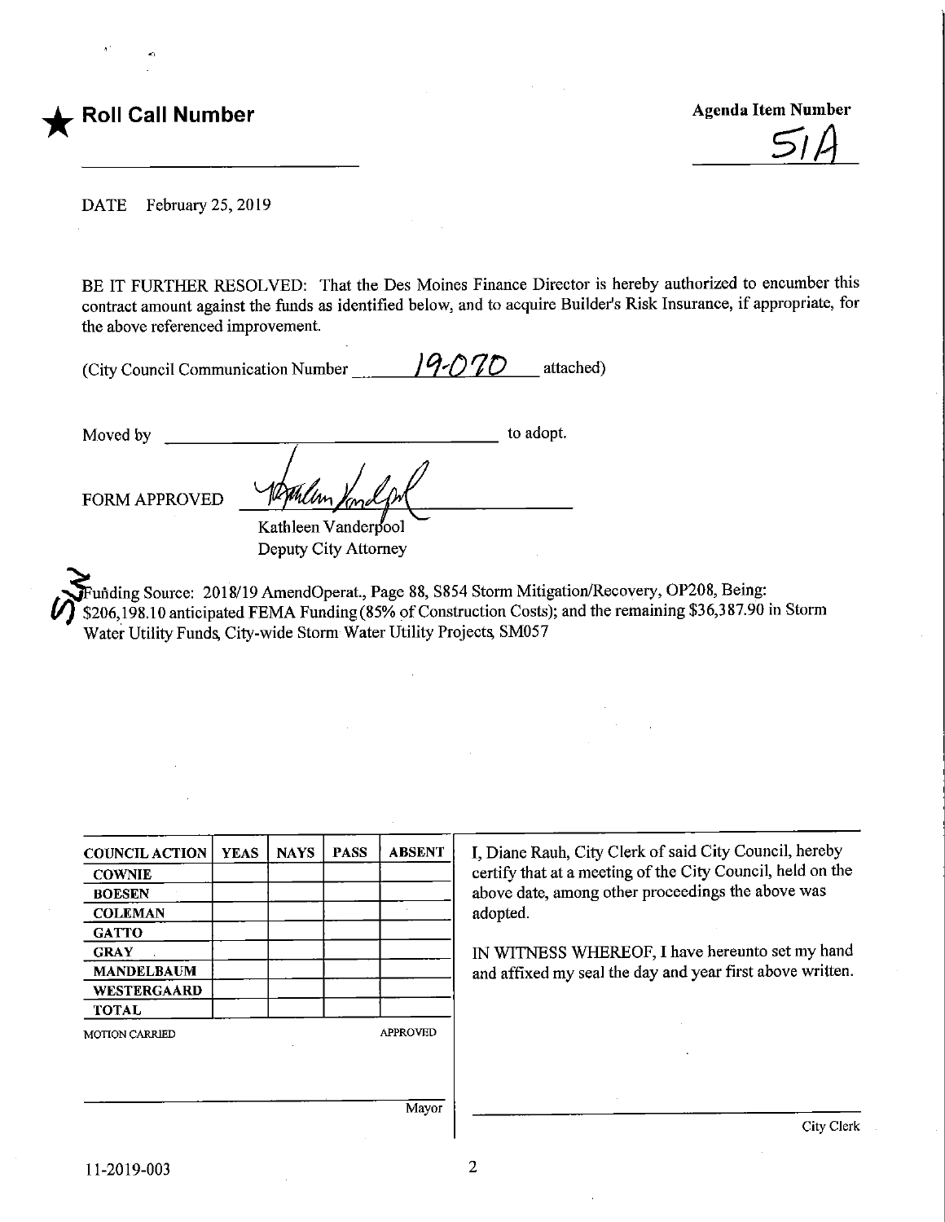★ **Roll Call Number**

**Agenda Item Number**

51A

DATE February 25, 2019

BE IT FURTHER RESOLVED: That the Des Moines Finance Director is hereby authorized to encumber this contract amount against the funds as identified below, and to acquire Builder's Risk Insurance, if appropriate, for the above referenced improvement.

(City Council Communication Number 19-070 attached)

Moved by ______________________ to adopt.

FORM APPROVED

Kathleen Vanderpool
Deputy City Attorney

Funding Source: 2018/19 AmendOperat., Page 88, S854 Storm Mitigation/Recovery, OP208, Being: $206,198.10 anticipated FEMA Funding (85% of Construction Costs); and the remaining $36,387.90 in Storm Water Utility Funds, City-wide Storm Water Utility Projects, SM057

| COUNCIL ACTION | YEAS | NAYS | PASS | ABSENT |
|---|---|---|---|---|
| COWNIE | | | | |
| BOESEN | | | | |
| COLEMAN | | | | |
| GATTO | | | | |
| GRAY | | | | |
| MANDELBAUM | | | | |
| WESTERGAARD | | | | |
| TOTAL | | | | |

MOTION CARRIED APPROVED

_______________________ Mayor

I, Diane Rauh, City Clerk of said City Council, hereby certify that at a meeting of the City Council, held on the above date, among other proceedings the above was adopted.

IN WITNESS WHEREOF, I have hereunto set my hand and affixed my seal the day and year first above written.

_______________________ City Clerk

11-2019-003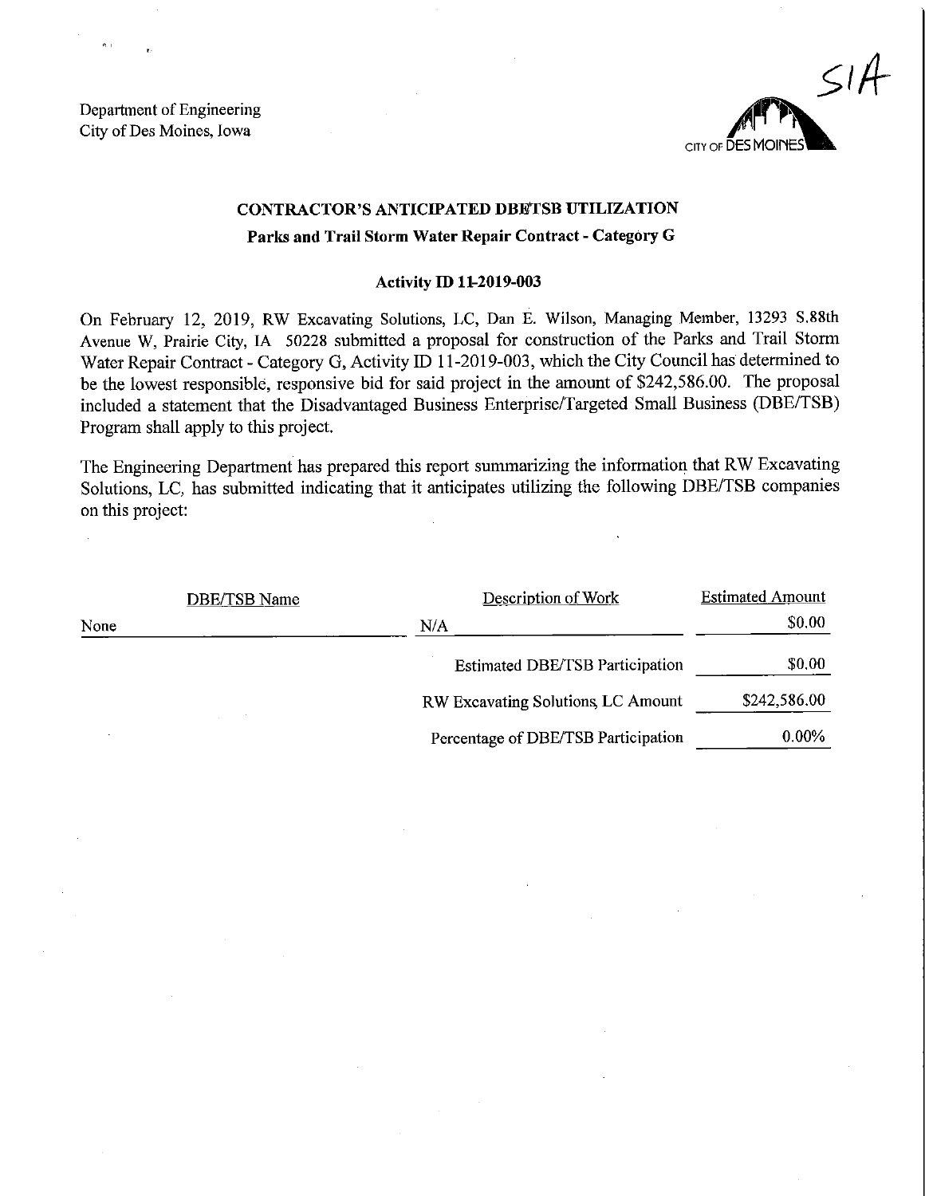Department of Engineering
City of Des Moines, Iowa

51A

CITY OF DES MOINES

## CONTRACTOR'S ANTICIPATED DBE/TSB UTILIZATION

### Parks and Trail Storm Water Repair Contract - Category G

#### Activity ID 11-2019-003

On February 12, 2019, RW Excavating Solutions, LC, Dan E. Wilson, Managing Member, 13293 S.88th Avenue W, Prairie City, IA 50228 submitted a proposal for construction of the Parks and Trail Storm Water Repair Contract - Category G, Activity ID 11-2019-003, which the City Council has determined to be the lowest responsible, responsive bid for said project in the amount of $242,586.00. The proposal included a statement that the Disadvantaged Business Enterprise/Targeted Small Business (DBE/TSB) Program shall apply to this project.

The Engineering Department has prepared this report summarizing the information that RW Excavating Solutions, LC, has submitted indicating that it anticipates utilizing the following DBE/TSB companies on this project:

| DBE/TSB Name | Description of Work | Estimated Amount |
|---|---|---|
| None | N/A | $0.00 |
| | Estimated DBE/TSB Participation | $0.00 |
| | RW Excavating Solutions, LC Amount | $242,586.00 |
| | Percentage of DBE/TSB Participation | 0.00% |